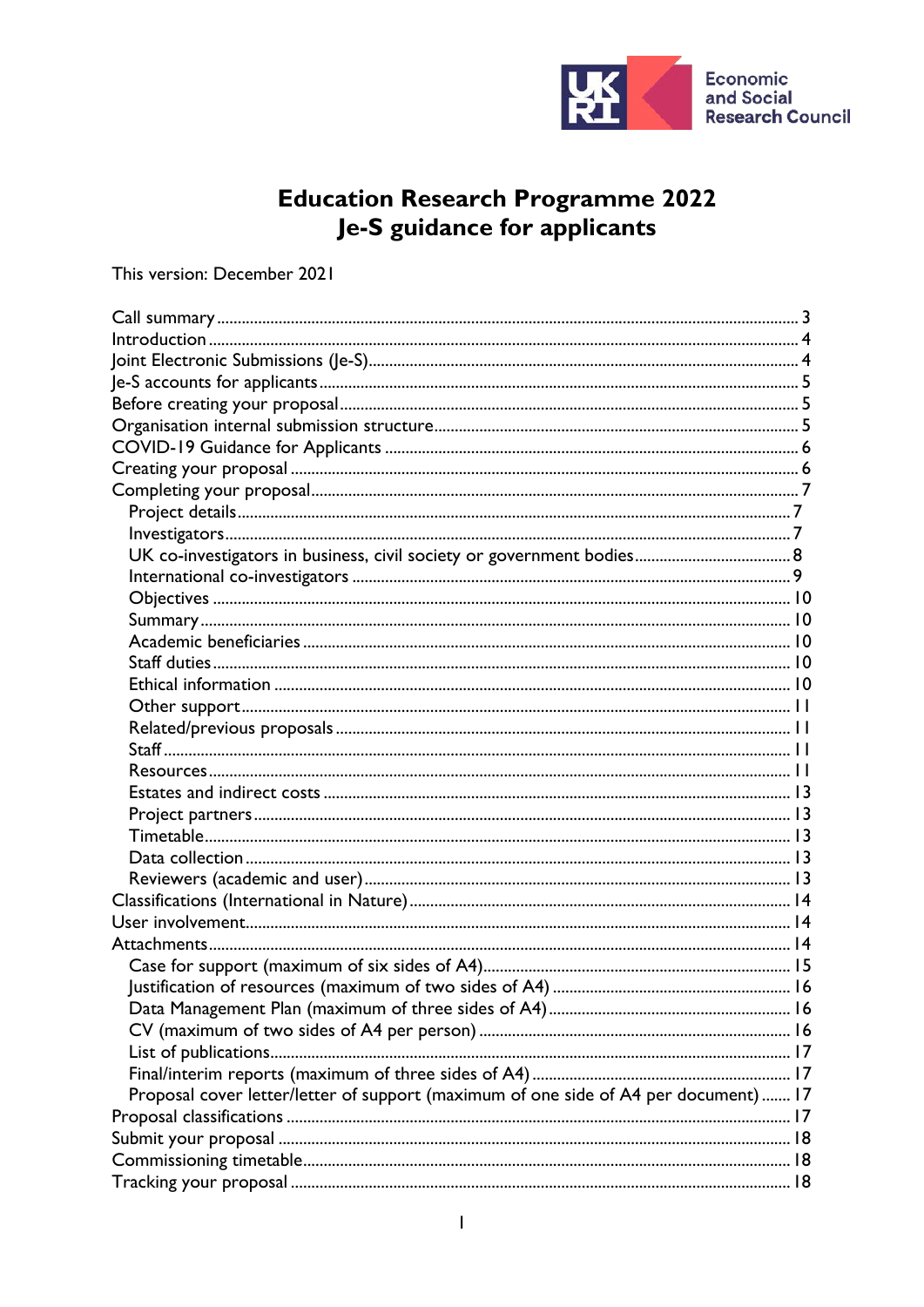Economic and Social Research Council

# Education Research Programme 2022
# Je-S guidance for applicants

This version: December 2021

- Call summary ... 3
- Introduction ... 4
- Joint Electronic Submissions (Je-S) ... 4
- Je-S accounts for applicants ... 5
- Before creating your proposal ... 5
- Organisation internal submission structure ... 5
- COVID-19 Guidance for Applicants ... 6
- Creating your proposal ... 6
- Completing your proposal ... 7
  - Project details ... 7
  - Investigators ... 7
  - UK co-investigators in business, civil society or government bodies ... 8
  - International co-investigators ... 9
  - Objectives ... 10
  - Summary ... 10
  - Academic beneficiaries ... 10
  - Staff duties ... 10
  - Ethical information ... 10
  - Other support ... 11
  - Related/previous proposals ... 11
  - Staff ... 11
  - Resources ... 11
  - Estates and indirect costs ... 13
  - Project partners ... 13
  - Timetable ... 13
  - Data collection ... 13
  - Reviewers (academic and user) ... 13
- Classifications (International in Nature) ... 14
- User involvement ... 14
- Attachments ... 14
  - Case for support (maximum of six sides of A4) ... 15
  - Justification of resources (maximum of two sides of A4) ... 16
  - Data Management Plan (maximum of three sides of A4) ... 16
  - CV (maximum of two sides of A4 per person) ... 16
  - List of publications ... 17
  - Final/interim reports (maximum of three sides of A4) ... 17
  - Proposal cover letter/letter of support (maximum of one side of A4 per document) ... 17
- Proposal classifications ... 17
- Submit your proposal ... 18
- Commissioning timetable ... 18
- Tracking your proposal ... 18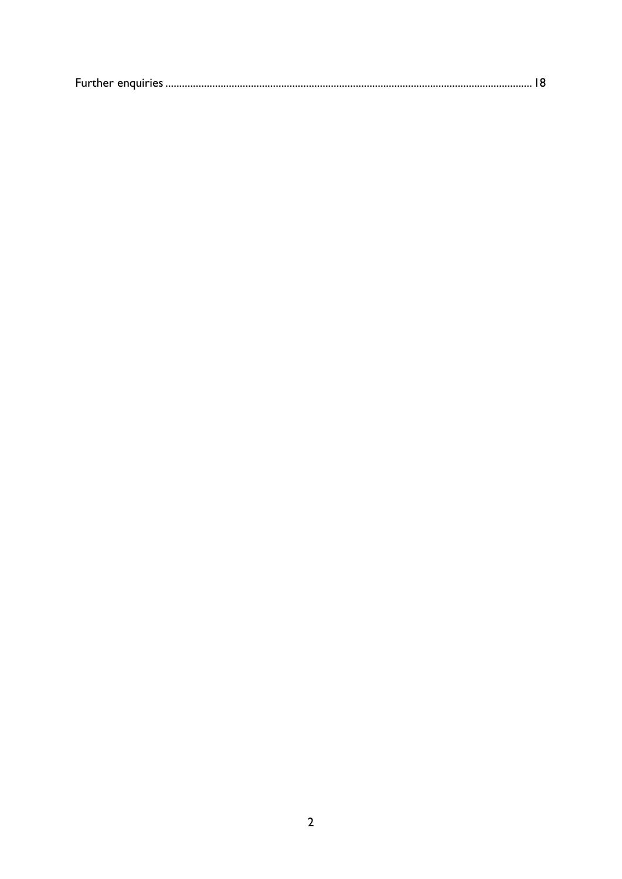Further enquiries ........................................................................................................................ 18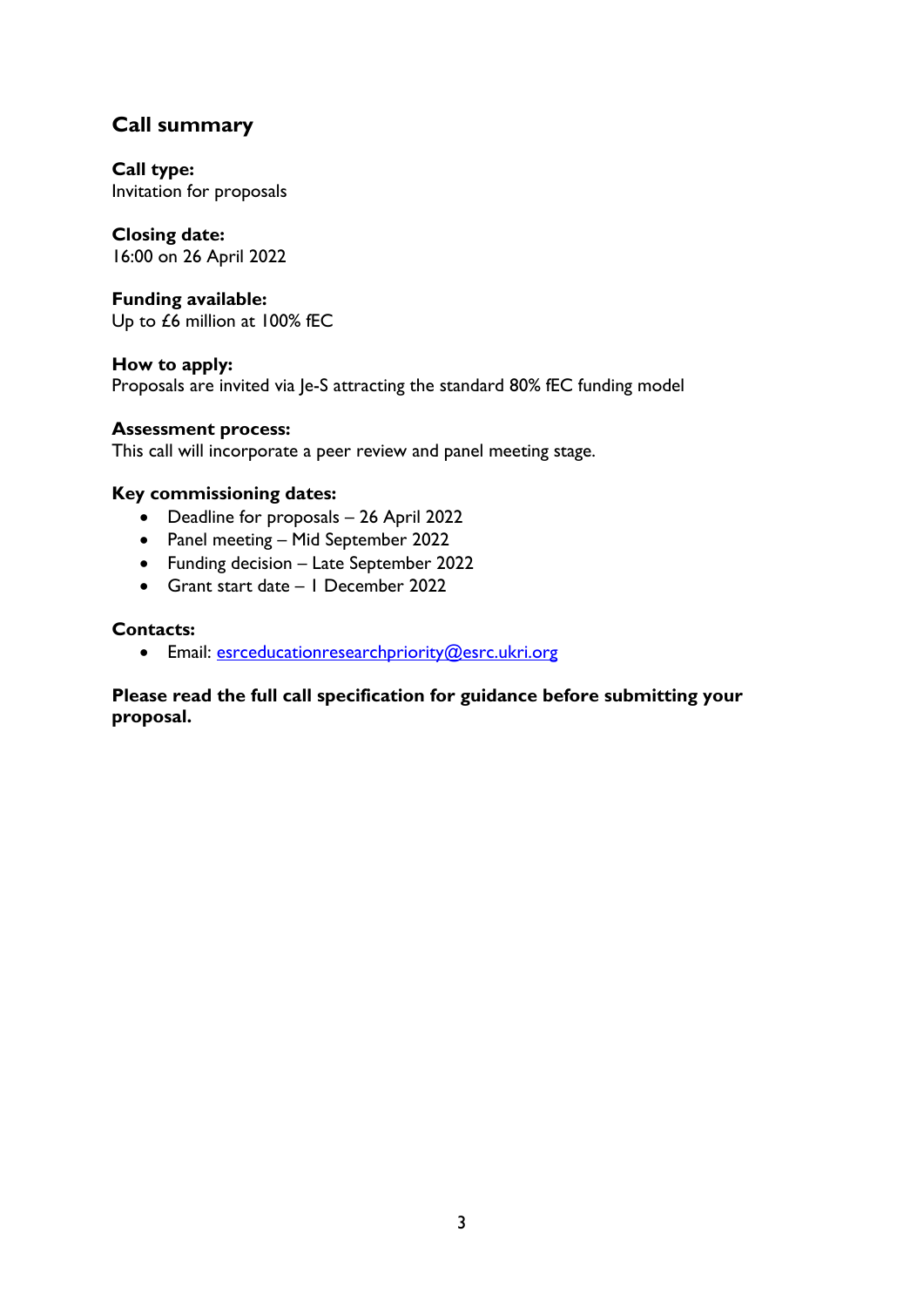## Call summary

**Call type:**
Invitation for proposals

**Closing date:**
16:00 on 26 April 2022

**Funding available:**
Up to £6 million at 100% fEC

**How to apply:**
Proposals are invited via Je-S attracting the standard 80% fEC funding model

**Assessment process:**
This call will incorporate a peer review and panel meeting stage.

**Key commissioning dates:**

- Deadline for proposals – 26 April 2022
- Panel meeting – Mid September 2022
- Funding decision – Late September 2022
- Grant start date – 1 December 2022

**Contacts:**

- Email: esrceducationresearchpriority@esrc.ukri.org

**Please read the full call specification for guidance before submitting your proposal.**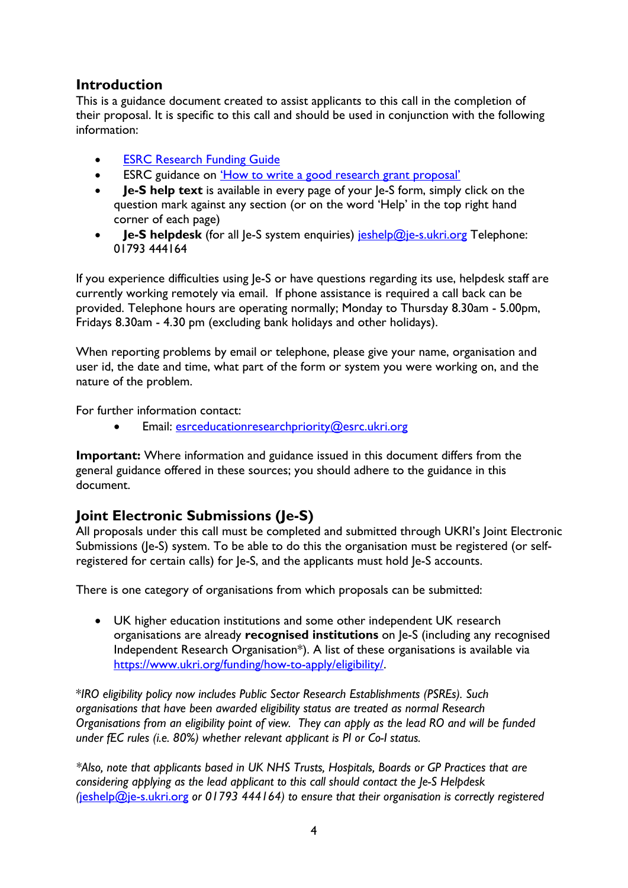## Introduction

This is a guidance document created to assist applicants to this call in the completion of their proposal. It is specific to this call and should be used in conjunction with the following information:

- [ESRC Research Funding Guide]()
- ESRC guidance on ['How to write a good research grant proposal']()
- **Je-S help text** is available in every page of your Je-S form, simply click on the question mark against any section (or on the word 'Help' in the top right hand corner of each page)
- **Je-S helpdesk** (for all Je-S system enquiries) jeshelp@je-s.ukri.org Telephone: 01793 444164

If you experience difficulties using Je-S or have questions regarding its use, helpdesk staff are currently working remotely via email. If phone assistance is required a call back can be provided. Telephone hours are operating normally; Monday to Thursday 8.30am - 5.00pm, Fridays 8.30am - 4.30 pm (excluding bank holidays and other holidays).

When reporting problems by email or telephone, please give your name, organisation and user id, the date and time, what part of the form or system you were working on, and the nature of the problem.

For further information contact:

- Email: esrceducationresearchpriority@esrc.ukri.org

**Important:** Where information and guidance issued in this document differs from the general guidance offered in these sources; you should adhere to the guidance in this document.

## Joint Electronic Submissions (Je-S)

All proposals under this call must be completed and submitted through UKRI's Joint Electronic Submissions (Je-S) system. To be able to do this the organisation must be registered (or self-registered for certain calls) for Je-S, and the applicants must hold Je-S accounts.

There is one category of organisations from which proposals can be submitted:

- UK higher education institutions and some other independent UK research organisations are already **recognised institutions** on Je-S (including any recognised Independent Research Organisation*). A list of these organisations is available via https://www.ukri.org/funding/how-to-apply/eligibility/.

*\*IRO eligibility policy now includes Public Sector Research Establishments (PSREs). Such organisations that have been awarded eligibility status are treated as normal Research Organisations from an eligibility point of view. They can apply as the lead RO and will be funded under fEC rules (i.e. 80%) whether relevant applicant is PI or Co-I status.*

*\*Also, note that applicants based in UK NHS Trusts, Hospitals, Boards or GP Practices that are considering applying as the lead applicant to this call should contact the Je-S Helpdesk (jeshelp@je-s.ukri.org or 01793 444164) to ensure that their organisation is correctly registered*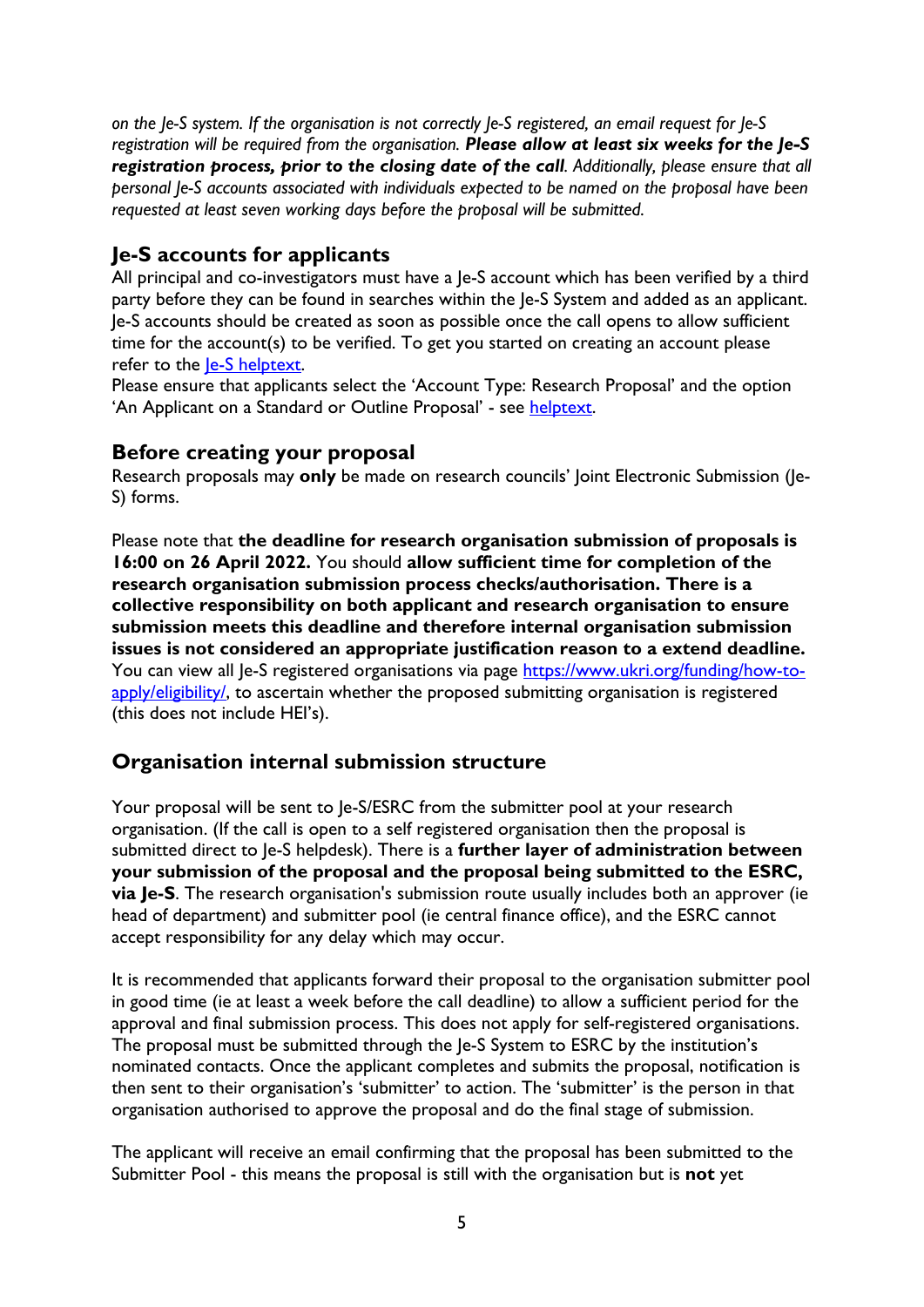*on the Je-S system. If the organisation is not correctly Je-S registered, an email request for Je-S registration will be required from the organisation.* ***Please allow at least six weeks for the Je-S registration process, prior to the closing date of the call****. Additionally, please ensure that all personal Je-S accounts associated with individuals expected to be named on the proposal have been requested at least seven working days before the proposal will be submitted.*

## Je-S accounts for applicants

All principal and co-investigators must have a Je-S account which has been verified by a third party before they can be found in searches within the Je-S System and added as an applicant. Je-S accounts should be created as soon as possible once the call opens to allow sufficient time for the account(s) to be verified. To get you started on creating an account please refer to the [Je-S helptext](Je-S helptext).

Please ensure that applicants select the 'Account Type: Research Proposal' and the option 'An Applicant on a Standard or Outline Proposal' - see [helptext](helptext).

## Before creating your proposal

Research proposals may **only** be made on research councils' Joint Electronic Submission (Je-S) forms.

Please note that **the deadline for research organisation submission of proposals is 16:00 on 26 April 2022.** You should **allow sufficient time for completion of the research organisation submission process checks/authorisation. There is a collective responsibility on both applicant and research organisation to ensure submission meets this deadline and therefore internal organisation submission issues is not considered an appropriate justification reason to a extend deadline.** You can view all Je-S registered organisations via page [https://www.ukri.org/funding/how-to-apply/eligibility/](https://www.ukri.org/funding/how-to-apply/eligibility/), to ascertain whether the proposed submitting organisation is registered (this does not include HEI's).

## Organisation internal submission structure

Your proposal will be sent to Je-S/ESRC from the submitter pool at your research organisation. (If the call is open to a self registered organisation then the proposal is submitted direct to Je-S helpdesk). There is a **further layer of administration between your submission of the proposal and the proposal being submitted to the ESRC, via Je-S**. The research organisation's submission route usually includes both an approver (ie head of department) and submitter pool (ie central finance office), and the ESRC cannot accept responsibility for any delay which may occur.

It is recommended that applicants forward their proposal to the organisation submitter pool in good time (ie at least a week before the call deadline) to allow a sufficient period for the approval and final submission process. This does not apply for self-registered organisations. The proposal must be submitted through the Je-S System to ESRC by the institution's nominated contacts. Once the applicant completes and submits the proposal, notification is then sent to their organisation's 'submitter' to action. The 'submitter' is the person in that organisation authorised to approve the proposal and do the final stage of submission.

The applicant will receive an email confirming that the proposal has been submitted to the Submitter Pool - this means the proposal is still with the organisation but is **not** yet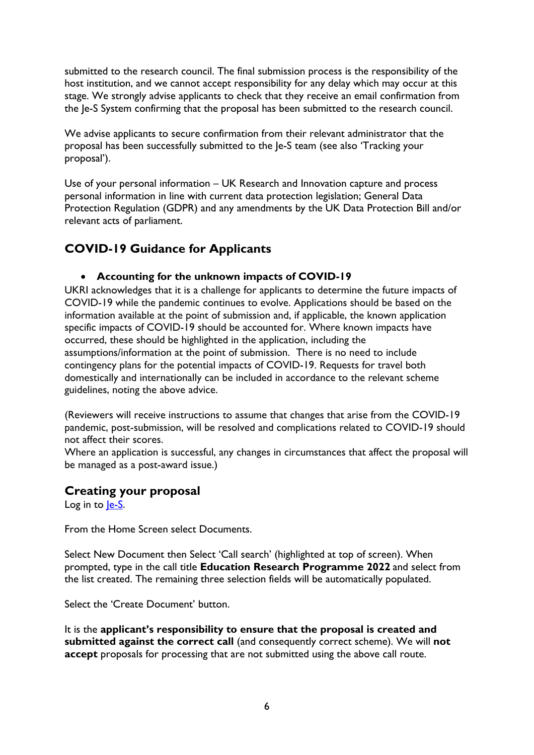submitted to the research council. The final submission process is the responsibility of the host institution, and we cannot accept responsibility for any delay which may occur at this stage. We strongly advise applicants to check that they receive an email confirmation from the Je-S System confirming that the proposal has been submitted to the research council.

We advise applicants to secure confirmation from their relevant administrator that the proposal has been successfully submitted to the Je-S team (see also 'Tracking your proposal').

Use of your personal information – UK Research and Innovation capture and process personal information in line with current data protection legislation; General Data Protection Regulation (GDPR) and any amendments by the UK Data Protection Bill and/or relevant acts of parliament.

## COVID-19 Guidance for Applicants

- **Accounting for the unknown impacts of COVID-19**

UKRI acknowledges that it is a challenge for applicants to determine the future impacts of COVID-19 while the pandemic continues to evolve. Applications should be based on the information available at the point of submission and, if applicable, the known application specific impacts of COVID-19 should be accounted for. Where known impacts have occurred, these should be highlighted in the application, including the assumptions/information at the point of submission. There is no need to include contingency plans for the potential impacts of COVID-19. Requests for travel both domestically and internationally can be included in accordance to the relevant scheme guidelines, noting the above advice.

(Reviewers will receive instructions to assume that changes that arise from the COVID-19 pandemic, post-submission, will be resolved and complications related to COVID-19 should not affect their scores.
Where an application is successful, any changes in circumstances that affect the proposal will be managed as a post-award issue.)

## Creating your proposal

Log in to [Je-S](Je-S).

From the Home Screen select Documents.

Select New Document then Select 'Call search' (highlighted at top of screen). When prompted, type in the call title **Education Research Programme 2022** and select from the list created. The remaining three selection fields will be automatically populated.

Select the 'Create Document' button.

It is the **applicant's responsibility to ensure that the proposal is created and submitted against the correct call** (and consequently correct scheme). We will **not accept** proposals for processing that are not submitted using the above call route.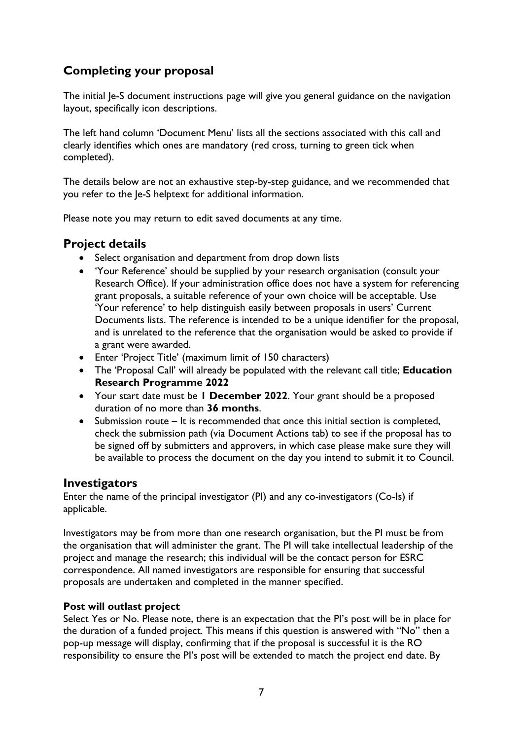## Completing your proposal

The initial Je-S document instructions page will give you general guidance on the navigation layout, specifically icon descriptions.

The left hand column 'Document Menu' lists all the sections associated with this call and clearly identifies which ones are mandatory (red cross, turning to green tick when completed).

The details below are not an exhaustive step-by-step guidance, and we recommended that you refer to the Je-S helptext for additional information.

Please note you may return to edit saved documents at any time.

## Project details

- Select organisation and department from drop down lists
- 'Your Reference' should be supplied by your research organisation (consult your Research Office). If your administration office does not have a system for referencing grant proposals, a suitable reference of your own choice will be acceptable. Use 'Your reference' to help distinguish easily between proposals in users' Current Documents lists. The reference is intended to be a unique identifier for the proposal, and is unrelated to the reference that the organisation would be asked to provide if a grant were awarded.
- Enter 'Project Title' (maximum limit of 150 characters)
- The 'Proposal Call' will already be populated with the relevant call title; **Education Research Programme 2022**
- Your start date must be **1 December 2022**. Your grant should be a proposed duration of no more than **36 months**.
- Submission route – It is recommended that once this initial section is completed, check the submission path (via Document Actions tab) to see if the proposal has to be signed off by submitters and approvers, in which case please make sure they will be available to process the document on the day you intend to submit it to Council.

## Investigators

Enter the name of the principal investigator (PI) and any co-investigators (Co-Is) if applicable.

Investigators may be from more than one research organisation, but the PI must be from the organisation that will administer the grant. The PI will take intellectual leadership of the project and manage the research; this individual will be the contact person for ESRC correspondence. All named investigators are responsible for ensuring that successful proposals are undertaken and completed in the manner specified.

**Post will outlast project**

Select Yes or No. Please note, there is an expectation that the PI's post will be in place for the duration of a funded project. This means if this question is answered with "No" then a pop-up message will display, confirming that if the proposal is successful it is the RO responsibility to ensure the PI's post will be extended to match the project end date. By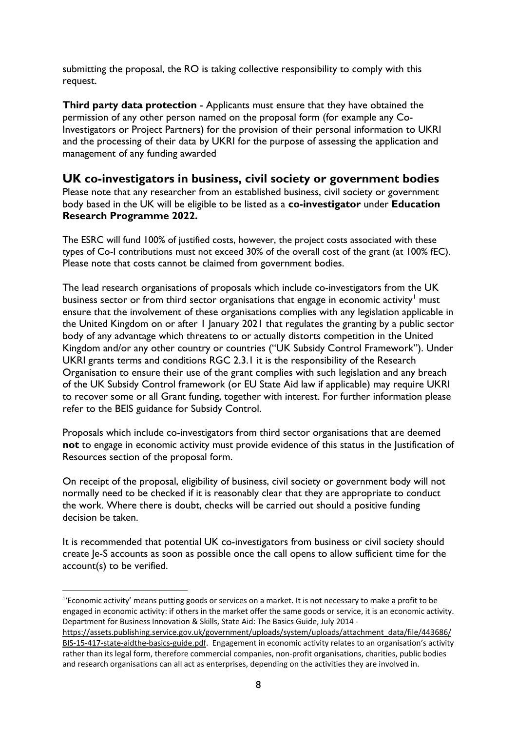submitting the proposal, the RO is taking collective responsibility to comply with this request.

**Third party data protection** - Applicants must ensure that they have obtained the permission of any other person named on the proposal form (for example any Co-Investigators or Project Partners) for the provision of their personal information to UKRI and the processing of their data by UKRI for the purpose of assessing the application and management of any funding awarded

## UK co-investigators in business, civil society or government bodies

Please note that any researcher from an established business, civil society or government body based in the UK will be eligible to be listed as a **co-investigator** under **Education Research Programme 2022.**

The ESRC will fund 100% of justified costs, however, the project costs associated with these types of Co-I contributions must not exceed 30% of the overall cost of the grant (at 100% fEC). Please note that costs cannot be claimed from government bodies.

The lead research organisations of proposals which include co-investigators from the UK business sector or from third sector organisations that engage in economic activity[1] must ensure that the involvement of these organisations complies with any legislation applicable in the United Kingdom on or after 1 January 2021 that regulates the granting by a public sector body of any advantage which threatens to or actually distorts competition in the United Kingdom and/or any other country or countries ("UK Subsidy Control Framework"). Under UKRI grants terms and conditions RGC 2.3.1 it is the responsibility of the Research Organisation to ensure their use of the grant complies with such legislation and any breach of the UK Subsidy Control framework (or EU State Aid law if applicable) may require UKRI to recover some or all Grant funding, together with interest. For further information please refer to the BEIS guidance for Subsidy Control.

Proposals which include co-investigators from third sector organisations that are deemed **not** to engage in economic activity must provide evidence of this status in the Justification of Resources section of the proposal form.

On receipt of the proposal, eligibility of business, civil society or government body will not normally need to be checked if it is reasonably clear that they are appropriate to conduct the work. Where there is doubt, checks will be carried out should a positive funding decision be taken.

It is recommended that potential UK co-investigators from business or civil society should create Je-S accounts as soon as possible once the call opens to allow sufficient time for the account(s) to be verified.

[1] 'Economic activity' means putting goods or services on a market. It is not necessary to make a profit to be engaged in economic activity: if others in the market offer the same goods or service, it is an economic activity. Department for Business Innovation & Skills, State Aid: The Basics Guide, July 2014 - https://assets.publishing.service.gov.uk/government/uploads/system/uploads/attachment_data/file/443686/BIS-15-417-state-aidthe-basics-guide.pdf. Engagement in economic activity relates to an organisation's activity rather than its legal form, therefore commercial companies, non-profit organisations, charities, public bodies and research organisations can all act as enterprises, depending on the activities they are involved in.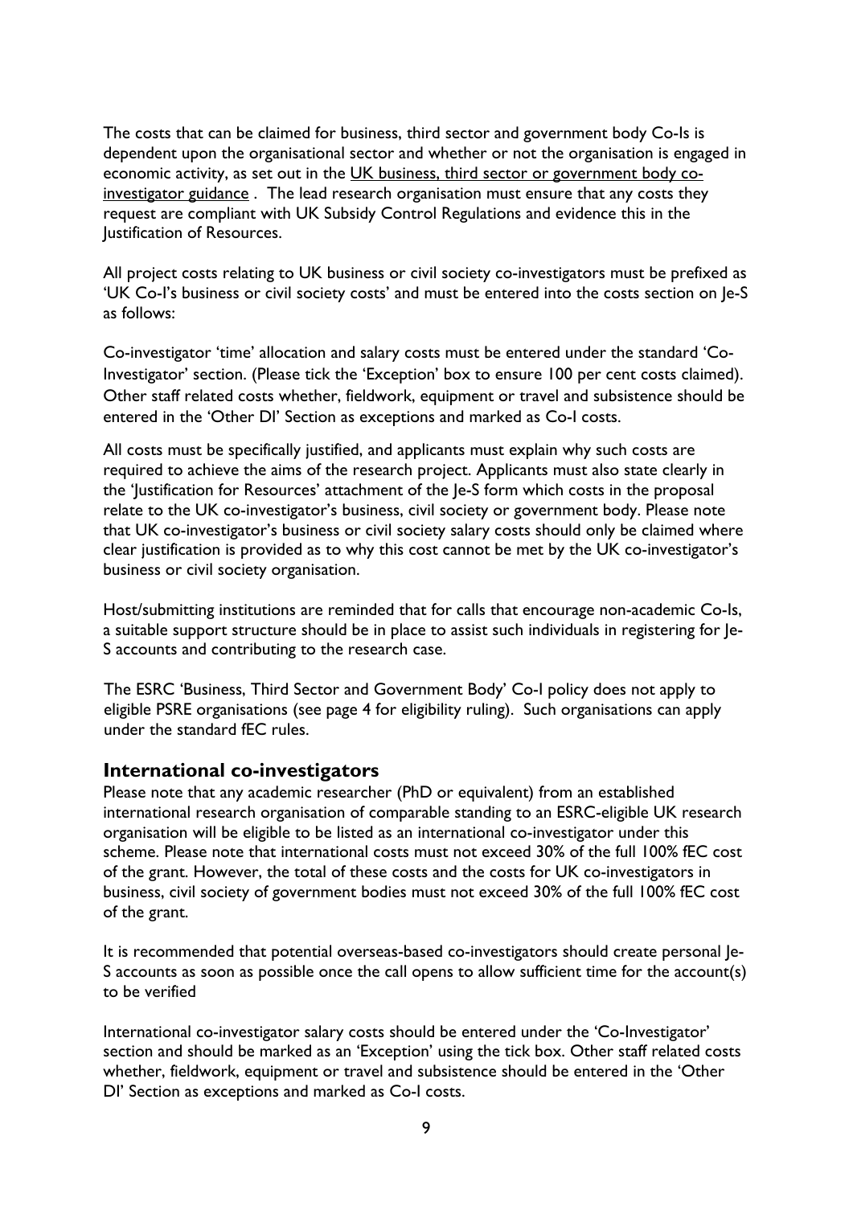The costs that can be claimed for business, third sector and government body Co-Is is dependent upon the organisational sector and whether or not the organisation is engaged in economic activity, as set out in the UK business, third sector or government body co-investigator guidance . The lead research organisation must ensure that any costs they request are compliant with UK Subsidy Control Regulations and evidence this in the Justification of Resources.

All project costs relating to UK business or civil society co-investigators must be prefixed as 'UK Co-I's business or civil society costs' and must be entered into the costs section on Je-S as follows:

Co-investigator 'time' allocation and salary costs must be entered under the standard 'Co-Investigator' section. (Please tick the 'Exception' box to ensure 100 per cent costs claimed). Other staff related costs whether, fieldwork, equipment or travel and subsistence should be entered in the 'Other DI' Section as exceptions and marked as Co-I costs.

All costs must be specifically justified, and applicants must explain why such costs are required to achieve the aims of the research project. Applicants must also state clearly in the 'Justification for Resources' attachment of the Je-S form which costs in the proposal relate to the UK co-investigator's business, civil society or government body. Please note that UK co-investigator's business or civil society salary costs should only be claimed where clear justification is provided as to why this cost cannot be met by the UK co-investigator's business or civil society organisation.

Host/submitting institutions are reminded that for calls that encourage non-academic Co-Is, a suitable support structure should be in place to assist such individuals in registering for Je-S accounts and contributing to the research case.

The ESRC 'Business, Third Sector and Government Body' Co-I policy does not apply to eligible PSRE organisations (see page 4 for eligibility ruling). Such organisations can apply under the standard fEC rules.

## International co-investigators

Please note that any academic researcher (PhD or equivalent) from an established international research organisation of comparable standing to an ESRC-eligible UK research organisation will be eligible to be listed as an international co-investigator under this scheme. Please note that international costs must not exceed 30% of the full 100% fEC cost of the grant. However, the total of these costs and the costs for UK co-investigators in business, civil society of government bodies must not exceed 30% of the full 100% fEC cost of the grant.

It is recommended that potential overseas-based co-investigators should create personal Je-S accounts as soon as possible once the call opens to allow sufficient time for the account(s) to be verified

International co-investigator salary costs should be entered under the 'Co-Investigator' section and should be marked as an 'Exception' using the tick box. Other staff related costs whether, fieldwork, equipment or travel and subsistence should be entered in the 'Other DI' Section as exceptions and marked as Co-I costs.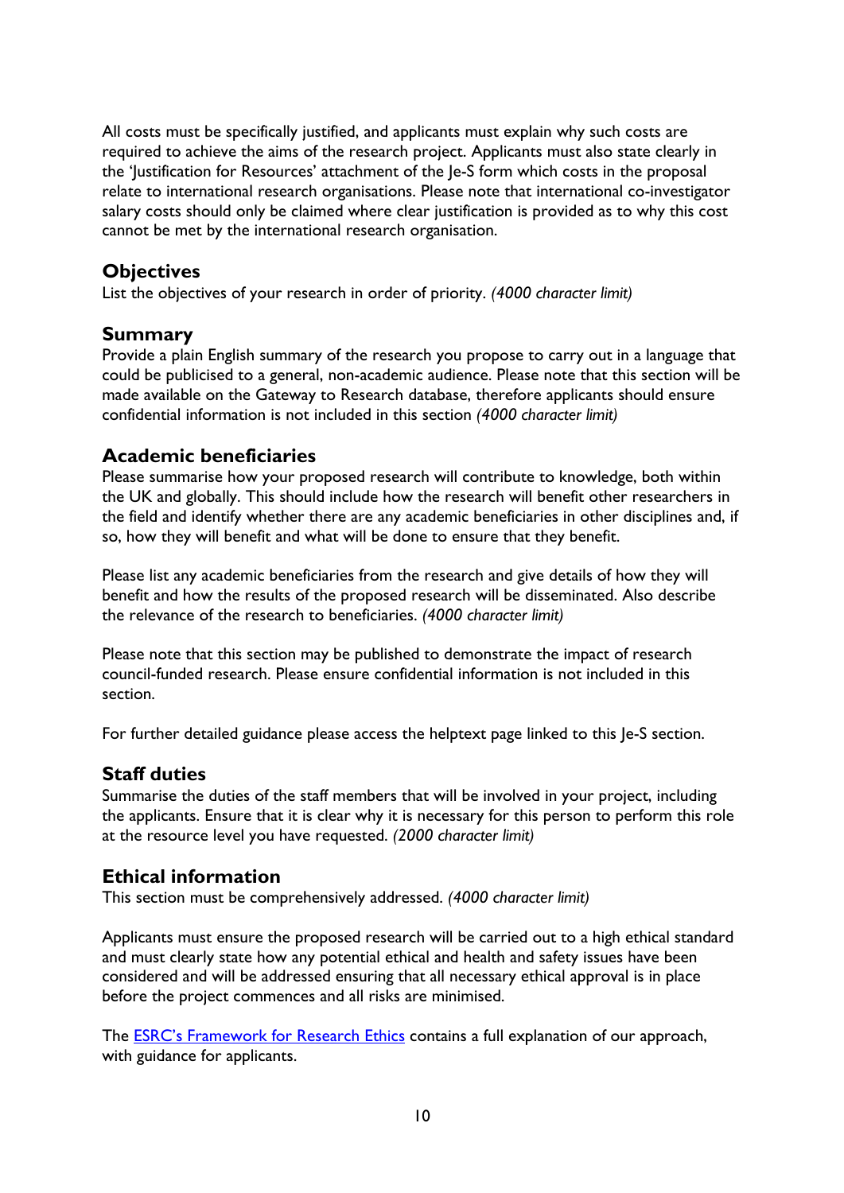All costs must be specifically justified, and applicants must explain why such costs are required to achieve the aims of the research project. Applicants must also state clearly in the 'Justification for Resources' attachment of the Je-S form which costs in the proposal relate to international research organisations. Please note that international co-investigator salary costs should only be claimed where clear justification is provided as to why this cost cannot be met by the international research organisation.

## Objectives

List the objectives of your research in order of priority. *(4000 character limit)*

## Summary

Provide a plain English summary of the research you propose to carry out in a language that could be publicised to a general, non-academic audience. Please note that this section will be made available on the Gateway to Research database, therefore applicants should ensure confidential information is not included in this section *(4000 character limit)*

## Academic beneficiaries

Please summarise how your proposed research will contribute to knowledge, both within the UK and globally. This should include how the research will benefit other researchers in the field and identify whether there are any academic beneficiaries in other disciplines and, if so, how they will benefit and what will be done to ensure that they benefit.

Please list any academic beneficiaries from the research and give details of how they will benefit and how the results of the proposed research will be disseminated. Also describe the relevance of the research to beneficiaries. *(4000 character limit)*

Please note that this section may be published to demonstrate the impact of research council-funded research. Please ensure confidential information is not included in this section.

For further detailed guidance please access the helptext page linked to this Je-S section.

## Staff duties

Summarise the duties of the staff members that will be involved in your project, including the applicants. Ensure that it is clear why it is necessary for this person to perform this role at the resource level you have requested. *(2000 character limit)*

## Ethical information

This section must be comprehensively addressed. *(4000 character limit)*

Applicants must ensure the proposed research will be carried out to a high ethical standard and must clearly state how any potential ethical and health and safety issues have been considered and will be addressed ensuring that all necessary ethical approval is in place before the project commences and all risks are minimised.

The ESRC's Framework for Research Ethics contains a full explanation of our approach, with guidance for applicants.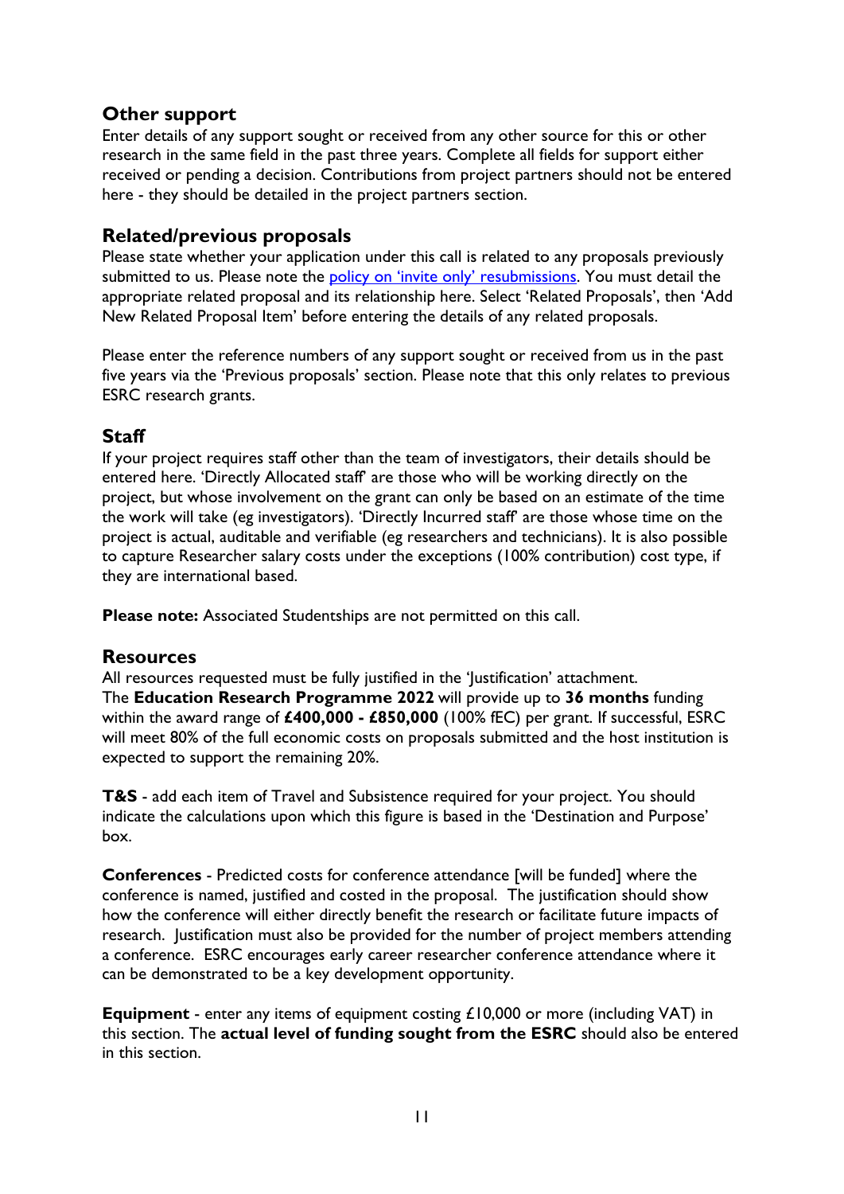## Other support

Enter details of any support sought or received from any other source for this or other research in the same field in the past three years. Complete all fields for support either received or pending a decision. Contributions from project partners should not be entered here - they should be detailed in the project partners section.

## Related/previous proposals

Please state whether your application under this call is related to any proposals previously submitted to us. Please note the policy on 'invite only' resubmissions. You must detail the appropriate related proposal and its relationship here. Select 'Related Proposals', then 'Add New Related Proposal Item' before entering the details of any related proposals.

Please enter the reference numbers of any support sought or received from us in the past five years via the 'Previous proposals' section. Please note that this only relates to previous ESRC research grants.

## Staff

If your project requires staff other than the team of investigators, their details should be entered here. 'Directly Allocated staff' are those who will be working directly on the project, but whose involvement on the grant can only be based on an estimate of the time the work will take (eg investigators). 'Directly Incurred staff' are those whose time on the project is actual, auditable and verifiable (eg researchers and technicians). It is also possible to capture Researcher salary costs under the exceptions (100% contribution) cost type, if they are international based.

**Please note:** Associated Studentships are not permitted on this call.

## Resources

All resources requested must be fully justified in the 'Justification' attachment.
The **Education Research Programme 2022** will provide up to **36 months** funding within the award range of **£400,000 - £850,000** (100% fEC) per grant. If successful, ESRC will meet 80% of the full economic costs on proposals submitted and the host institution is expected to support the remaining 20%.

**T&S** - add each item of Travel and Subsistence required for your project. You should indicate the calculations upon which this figure is based in the 'Destination and Purpose' box.

**Conferences** - Predicted costs for conference attendance [will be funded] where the conference is named, justified and costed in the proposal. The justification should show how the conference will either directly benefit the research or facilitate future impacts of research. Justification must also be provided for the number of project members attending a conference. ESRC encourages early career researcher conference attendance where it can be demonstrated to be a key development opportunity.

**Equipment** - enter any items of equipment costing £10,000 or more (including VAT) in this section. The **actual level of funding sought from the ESRC** should also be entered in this section.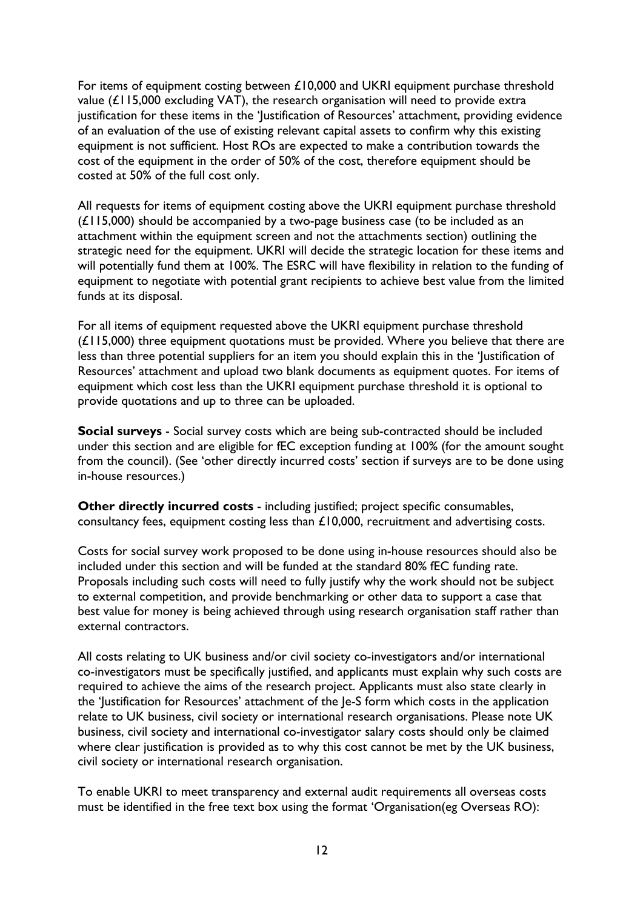For items of equipment costing between £10,000 and UKRI equipment purchase threshold value (£115,000 excluding VAT), the research organisation will need to provide extra justification for these items in the 'Justification of Resources' attachment, providing evidence of an evaluation of the use of existing relevant capital assets to confirm why this existing equipment is not sufficient. Host ROs are expected to make a contribution towards the cost of the equipment in the order of 50% of the cost, therefore equipment should be costed at 50% of the full cost only.

All requests for items of equipment costing above the UKRI equipment purchase threshold (£115,000) should be accompanied by a two-page business case (to be included as an attachment within the equipment screen and not the attachments section) outlining the strategic need for the equipment. UKRI will decide the strategic location for these items and will potentially fund them at 100%. The ESRC will have flexibility in relation to the funding of equipment to negotiate with potential grant recipients to achieve best value from the limited funds at its disposal.

For all items of equipment requested above the UKRI equipment purchase threshold (£115,000) three equipment quotations must be provided. Where you believe that there are less than three potential suppliers for an item you should explain this in the 'Justification of Resources' attachment and upload two blank documents as equipment quotes. For items of equipment which cost less than the UKRI equipment purchase threshold it is optional to provide quotations and up to three can be uploaded.

**Social surveys** - Social survey costs which are being sub-contracted should be included under this section and are eligible for fEC exception funding at 100% (for the amount sought from the council). (See 'other directly incurred costs' section if surveys are to be done using in-house resources.)

**Other directly incurred costs** - including justified; project specific consumables, consultancy fees, equipment costing less than £10,000, recruitment and advertising costs.

Costs for social survey work proposed to be done using in-house resources should also be included under this section and will be funded at the standard 80% fEC funding rate. Proposals including such costs will need to fully justify why the work should not be subject to external competition, and provide benchmarking or other data to support a case that best value for money is being achieved through using research organisation staff rather than external contractors.

All costs relating to UK business and/or civil society co-investigators and/or international co-investigators must be specifically justified, and applicants must explain why such costs are required to achieve the aims of the research project. Applicants must also state clearly in the 'Justification for Resources' attachment of the Je-S form which costs in the application relate to UK business, civil society or international research organisations. Please note UK business, civil society and international co-investigator salary costs should only be claimed where clear justification is provided as to why this cost cannot be met by the UK business, civil society or international research organisation.

To enable UKRI to meet transparency and external audit requirements all overseas costs must be identified in the free text box using the format 'Organisation(eg Overseas RO):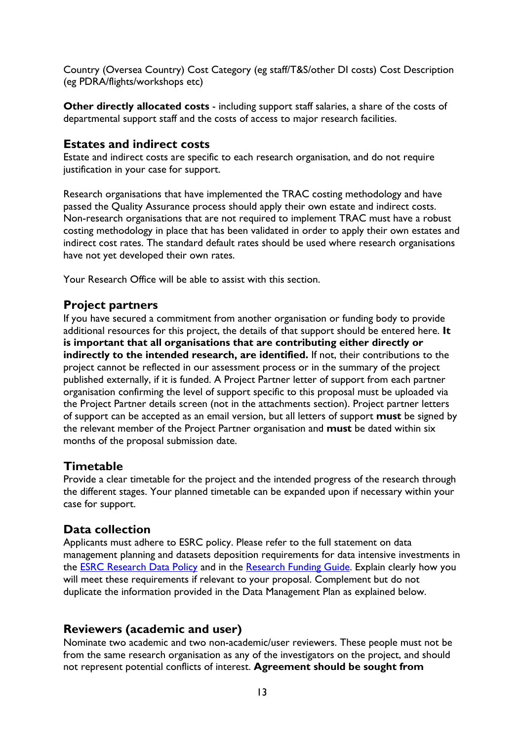Country (Oversea Country) Cost Category (eg staff/T&S/other DI costs) Cost Description (eg PDRA/flights/workshops etc)

**Other directly allocated costs** - including support staff salaries, a share of the costs of departmental support staff and the costs of access to major research facilities.

## Estates and indirect costs

Estate and indirect costs are specific to each research organisation, and do not require justification in your case for support.

Research organisations that have implemented the TRAC costing methodology and have passed the Quality Assurance process should apply their own estate and indirect costs. Non-research organisations that are not required to implement TRAC must have a robust costing methodology in place that has been validated in order to apply their own estates and indirect cost rates. The standard default rates should be used where research organisations have not yet developed their own rates.

Your Research Office will be able to assist with this section.

## Project partners

If you have secured a commitment from another organisation or funding body to provide additional resources for this project, the details of that support should be entered here. **It is important that all organisations that are contributing either directly or indirectly to the intended research, are identified.** If not, their contributions to the project cannot be reflected in our assessment process or in the summary of the project published externally, if it is funded. A Project Partner letter of support from each partner organisation confirming the level of support specific to this proposal must be uploaded via the Project Partner details screen (not in the attachments section). Project partner letters of support can be accepted as an email version, but all letters of support **must** be signed by the relevant member of the Project Partner organisation and **must** be dated within six months of the proposal submission date.

## Timetable

Provide a clear timetable for the project and the intended progress of the research through the different stages. Your planned timetable can be expanded upon if necessary within your case for support.

## Data collection

Applicants must adhere to ESRC policy. Please refer to the full statement on data management planning and datasets deposition requirements for data intensive investments in the [ESRC Research Data Policy]() and in the [Research Funding Guide](). Explain clearly how you will meet these requirements if relevant to your proposal. Complement but do not duplicate the information provided in the Data Management Plan as explained below.

## Reviewers (academic and user)

Nominate two academic and two non-academic/user reviewers. These people must not be from the same research organisation as any of the investigators on the project, and should not represent potential conflicts of interest. **Agreement should be sought from**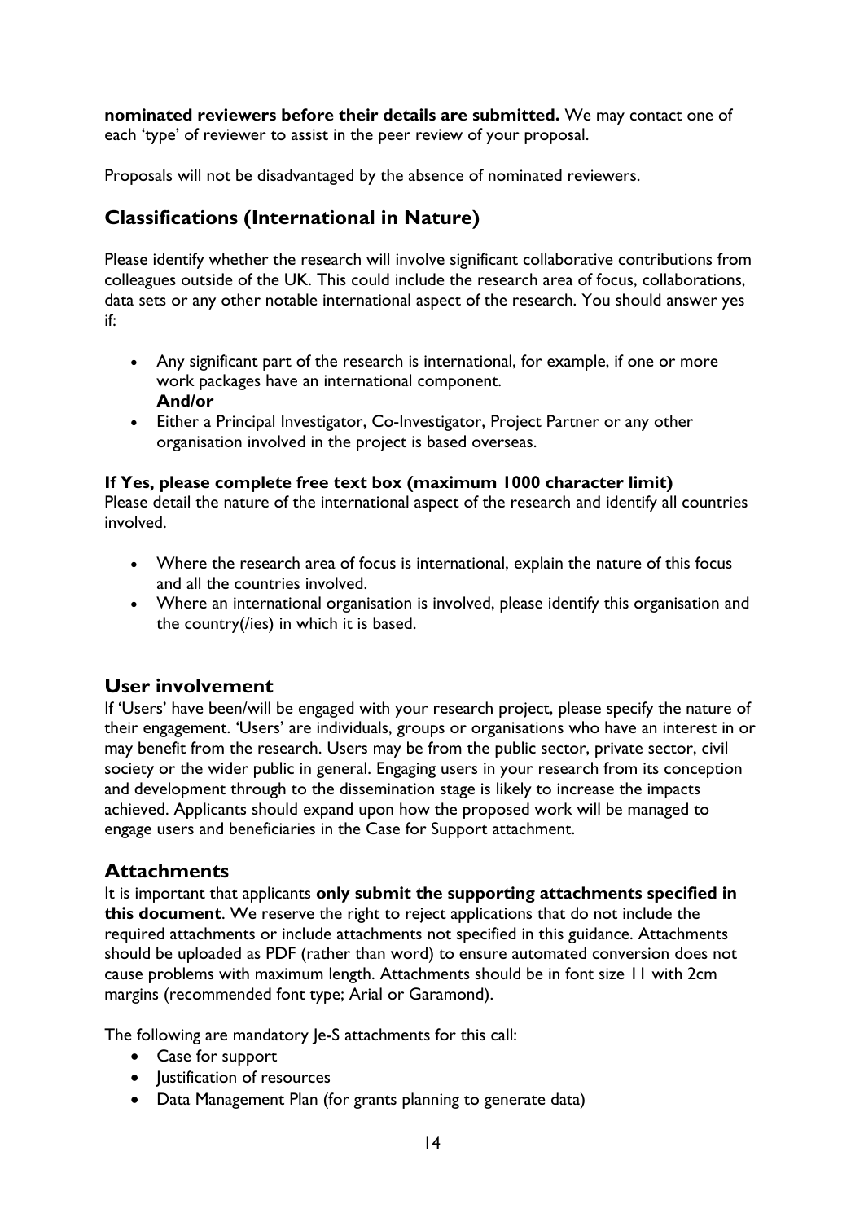**nominated reviewers before their details are submitted.** We may contact one of each 'type' of reviewer to assist in the peer review of your proposal.

Proposals will not be disadvantaged by the absence of nominated reviewers.

## Classifications (International in Nature)

Please identify whether the research will involve significant collaborative contributions from colleagues outside of the UK. This could include the research area of focus, collaborations, data sets or any other notable international aspect of the research. You should answer yes if:

- Any significant part of the research is international, for example, if one or more work packages have an international component.
  **And/or**
- Either a Principal Investigator, Co-Investigator, Project Partner or any other organisation involved in the project is based overseas.

**If Yes, please complete free text box (maximum 1000 character limit)**
Please detail the nature of the international aspect of the research and identify all countries involved.

- Where the research area of focus is international, explain the nature of this focus and all the countries involved.
- Where an international organisation is involved, please identify this organisation and the country(/ies) in which it is based.

## User involvement

If 'Users' have been/will be engaged with your research project, please specify the nature of their engagement. 'Users' are individuals, groups or organisations who have an interest in or may benefit from the research. Users may be from the public sector, private sector, civil society or the wider public in general. Engaging users in your research from its conception and development through to the dissemination stage is likely to increase the impacts achieved. Applicants should expand upon how the proposed work will be managed to engage users and beneficiaries in the Case for Support attachment.

## Attachments

It is important that applicants **only submit the supporting attachments specified in this document**. We reserve the right to reject applications that do not include the required attachments or include attachments not specified in this guidance. Attachments should be uploaded as PDF (rather than word) to ensure automated conversion does not cause problems with maximum length. Attachments should be in font size 11 with 2cm margins (recommended font type; Arial or Garamond).

The following are mandatory Je-S attachments for this call:

- Case for support
- Justification of resources
- Data Management Plan (for grants planning to generate data)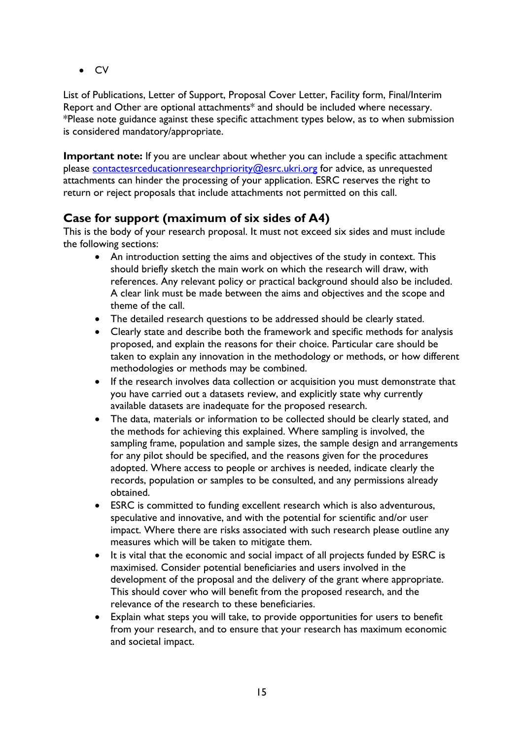- CV

List of Publications, Letter of Support, Proposal Cover Letter, Facility form, Final/Interim Report and Other are optional attachments* and should be included where necessary. *Please note guidance against these specific attachment types below, as to when submission is considered mandatory/appropriate.

**Important note:** If you are unclear about whether you can include a specific attachment please [contactesrceducationresearchpriority@esrc.ukri.org](mailto:contactesrceducationresearchpriority@esrc.ukri.org) for advice, as unrequested attachments can hinder the processing of your application. ESRC reserves the right to return or reject proposals that include attachments not permitted on this call.

## Case for support (maximum of six sides of A4)

This is the body of your research proposal. It must not exceed six sides and must include the following sections:

- An introduction setting the aims and objectives of the study in context. This should briefly sketch the main work on which the research will draw, with references. Any relevant policy or practical background should also be included. A clear link must be made between the aims and objectives and the scope and theme of the call.
- The detailed research questions to be addressed should be clearly stated.
- Clearly state and describe both the framework and specific methods for analysis proposed, and explain the reasons for their choice. Particular care should be taken to explain any innovation in the methodology or methods, or how different methodologies or methods may be combined.
- If the research involves data collection or acquisition you must demonstrate that you have carried out a datasets review, and explicitly state why currently available datasets are inadequate for the proposed research.
- The data, materials or information to be collected should be clearly stated, and the methods for achieving this explained. Where sampling is involved, the sampling frame, population and sample sizes, the sample design and arrangements for any pilot should be specified, and the reasons given for the procedures adopted. Where access to people or archives is needed, indicate clearly the records, population or samples to be consulted, and any permissions already obtained.
- ESRC is committed to funding excellent research which is also adventurous, speculative and innovative, and with the potential for scientific and/or user impact. Where there are risks associated with such research please outline any measures which will be taken to mitigate them.
- It is vital that the economic and social impact of all projects funded by ESRC is maximised. Consider potential beneficiaries and users involved in the development of the proposal and the delivery of the grant where appropriate. This should cover who will benefit from the proposed research, and the relevance of the research to these beneficiaries.
- Explain what steps you will take, to provide opportunities for users to benefit from your research, and to ensure that your research has maximum economic and societal impact.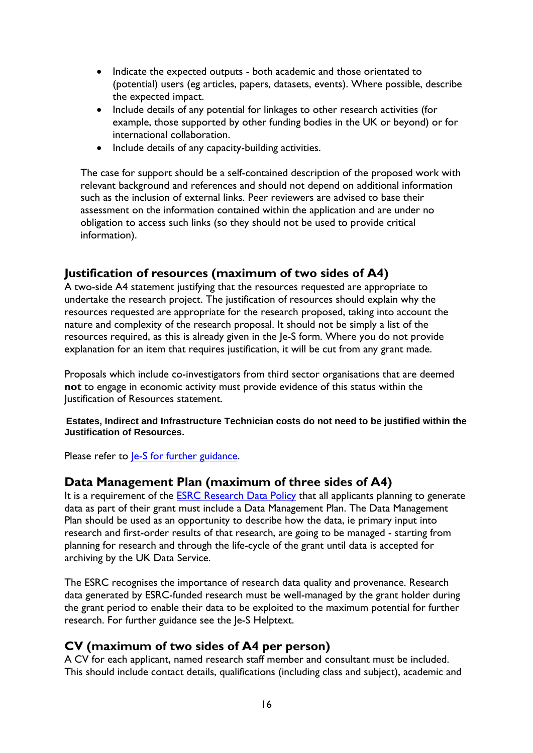- Indicate the expected outputs - both academic and those orientated to (potential) users (eg articles, papers, datasets, events). Where possible, describe the expected impact.
- Include details of any potential for linkages to other research activities (for example, those supported by other funding bodies in the UK or beyond) or for international collaboration.
- Include details of any capacity-building activities.

The case for support should be a self-contained description of the proposed work with relevant background and references and should not depend on additional information such as the inclusion of external links. Peer reviewers are advised to base their assessment on the information contained within the application and are under no obligation to access such links (so they should not be used to provide critical information).

## Justification of resources (maximum of two sides of A4)

A two-side A4 statement justifying that the resources requested are appropriate to undertake the research project. The justification of resources should explain why the resources requested are appropriate for the research proposed, taking into account the nature and complexity of the research proposal. It should not be simply a list of the resources required, as this is already given in the Je-S form. Where you do not provide explanation for an item that requires justification, it will be cut from any grant made.

Proposals which include co-investigators from third sector organisations that are deemed **not** to engage in economic activity must provide evidence of this status within the Justification of Resources statement.

**Estates, Indirect and Infrastructure Technician costs do not need to be justified within the Justification of Resources.**

Please refer to [Je-S for further guidance](Je-S for further guidance).

## Data Management Plan (maximum of three sides of A4)

It is a requirement of the [ESRC Research Data Policy](ESRC Research Data Policy) that all applicants planning to generate data as part of their grant must include a Data Management Plan. The Data Management Plan should be used as an opportunity to describe how the data, ie primary input into research and first-order results of that research, are going to be managed - starting from planning for research and through the life-cycle of the grant until data is accepted for archiving by the UK Data Service.

The ESRC recognises the importance of research data quality and provenance. Research data generated by ESRC-funded research must be well-managed by the grant holder during the grant period to enable their data to be exploited to the maximum potential for further research. For further guidance see the Je-S Helptext.

## CV (maximum of two sides of A4 per person)

A CV for each applicant, named research staff member and consultant must be included. This should include contact details, qualifications (including class and subject), academic and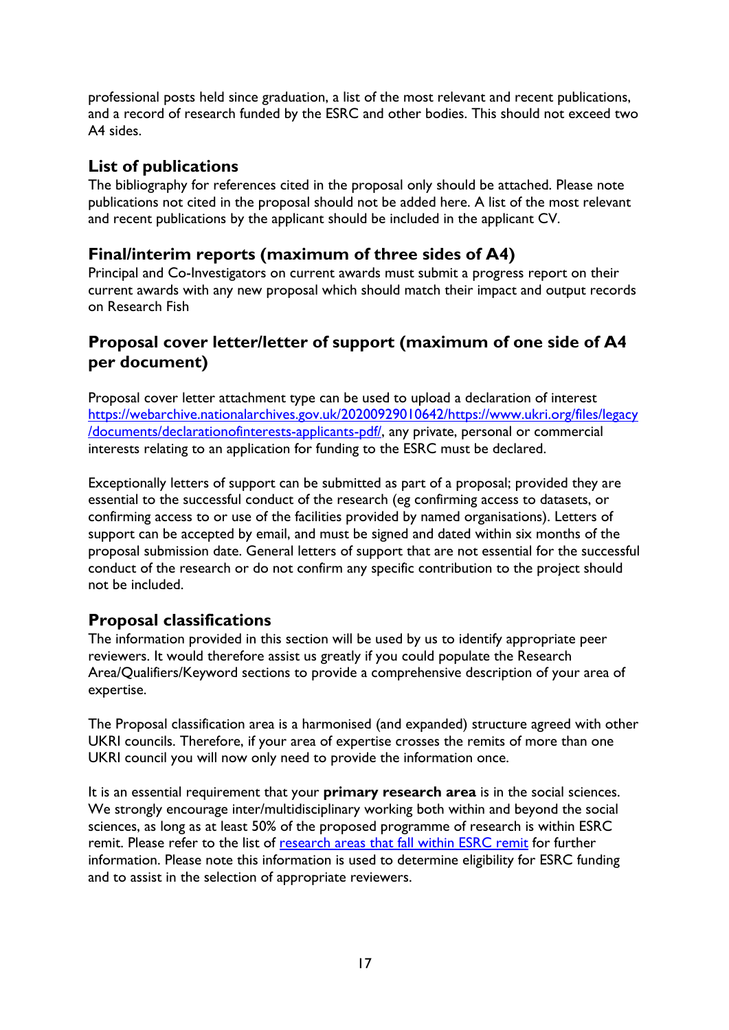professional posts held since graduation, a list of the most relevant and recent publications, and a record of research funded by the ESRC and other bodies. This should not exceed two A4 sides.

## List of publications

The bibliography for references cited in the proposal only should be attached. Please note publications not cited in the proposal should not be added here. A list of the most relevant and recent publications by the applicant should be included in the applicant CV.

## Final/interim reports (maximum of three sides of A4)

Principal and Co-Investigators on current awards must submit a progress report on their current awards with any new proposal which should match their impact and output records on Research Fish

## Proposal cover letter/letter of support (maximum of one side of A4 per document)

Proposal cover letter attachment type can be used to upload a declaration of interest [https://webarchive.nationalarchives.gov.uk/20200929010642/https://www.ukri.org/files/legacy/documents/declarationofinterests-applicants-pdf/](https://webarchive.nationalarchives.gov.uk/20200929010642/https://www.ukri.org/files/legacy/documents/declarationofinterests-applicants-pdf/), any private, personal or commercial interests relating to an application for funding to the ESRC must be declared.

Exceptionally letters of support can be submitted as part of a proposal; provided they are essential to the successful conduct of the research (eg confirming access to datasets, or confirming access to or use of the facilities provided by named organisations). Letters of support can be accepted by email, and must be signed and dated within six months of the proposal submission date. General letters of support that are not essential for the successful conduct of the research or do not confirm any specific contribution to the project should not be included.

## Proposal classifications

The information provided in this section will be used by us to identify appropriate peer reviewers. It would therefore assist us greatly if you could populate the Research Area/Qualifiers/Keyword sections to provide a comprehensive description of your area of expertise.

The Proposal classification area is a harmonised (and expanded) structure agreed with other UKRI councils. Therefore, if your area of expertise crosses the remits of more than one UKRI council you will now only need to provide the information once.

It is an essential requirement that your **primary research area** is in the social sciences. We strongly encourage inter/multidisciplinary working both within and beyond the social sciences, as long as at least 50% of the proposed programme of research is within ESRC remit. Please refer to the list of research areas that fall within ESRC remit for further information. Please note this information is used to determine eligibility for ESRC funding and to assist in the selection of appropriate reviewers.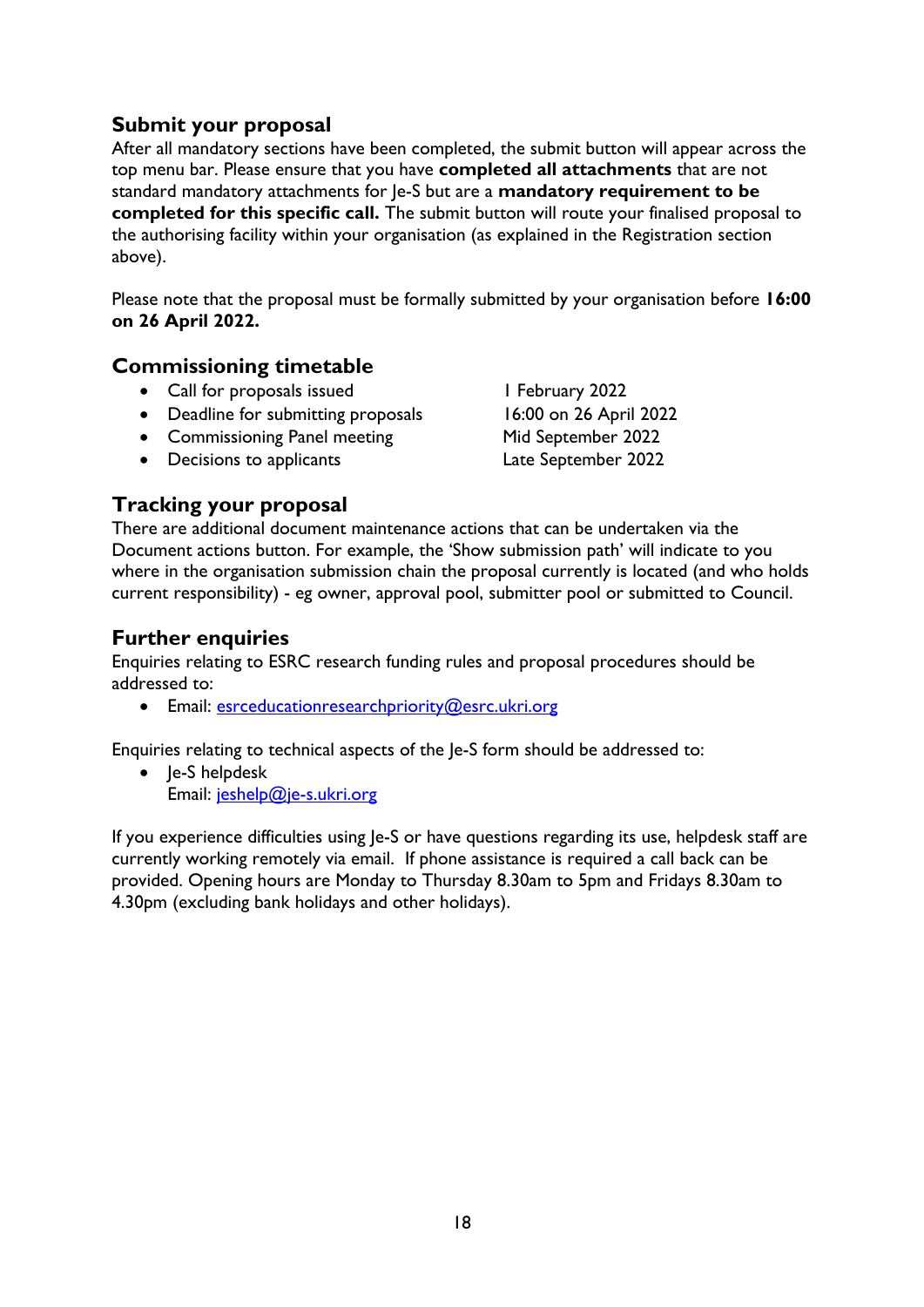## Submit your proposal

After all mandatory sections have been completed, the submit button will appear across the top menu bar. Please ensure that you have **completed all attachments** that are not standard mandatory attachments for Je-S but are a **mandatory requirement to be completed for this specific call.** The submit button will route your finalised proposal to the authorising facility within your organisation (as explained in the Registration section above).

Please note that the proposal must be formally submitted by your organisation before **16:00 on 26 April 2022.**

## Commissioning timetable

| | |
|---|---|
| • Call for proposals issued | 1 February 2022 |
| • Deadline for submitting proposals | 16:00 on 26 April 2022 |
| • Commissioning Panel meeting | Mid September 2022 |
| • Decisions to applicants | Late September 2022 |

## Tracking your proposal

There are additional document maintenance actions that can be undertaken via the Document actions button. For example, the 'Show submission path' will indicate to you where in the organisation submission chain the proposal currently is located (and who holds current responsibility) - eg owner, approval pool, submitter pool or submitted to Council.

## Further enquiries

Enquiries relating to ESRC research funding rules and proposal procedures should be addressed to:

- Email: esrceducationresearchpriority@esrc.ukri.org

Enquiries relating to technical aspects of the Je-S form should be addressed to:

- Je-S helpdesk
  Email: jeshelp@je-s.ukri.org

If you experience difficulties using Je-S or have questions regarding its use, helpdesk staff are currently working remotely via email. If phone assistance is required a call back can be provided. Opening hours are Monday to Thursday 8.30am to 5pm and Fridays 8.30am to 4.30pm (excluding bank holidays and other holidays).